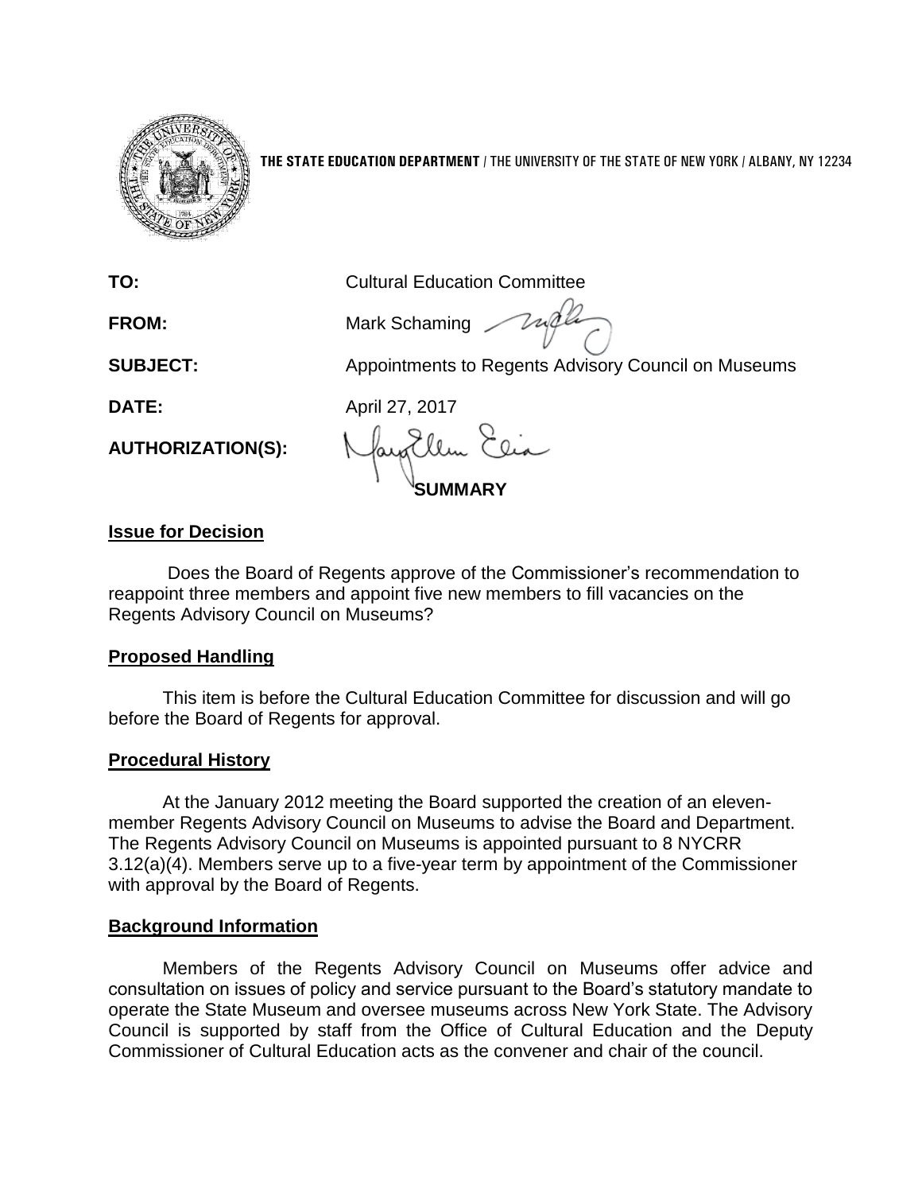**THE STATE EDUCATION DEPARTMENT** / THE UNIVERSITY OF THE STATE OF NEW YORK / ALBANY, NY 12234

| | |
|---|---|
| **TO:** | Cultural Education Committee |
| **FROM:** | Mark Schaming |
| **SUBJECT:** | Appointments to Regents Advisory Council on Museums |
| **DATE:** | April 27, 2017 |
| **AUTHORIZATION(S):** | |

## SUMMARY

### Issue for Decision

Does the Board of Regents approve of the Commissioner's recommendation to reappoint three members and appoint five new members to fill vacancies on the Regents Advisory Council on Museums?

### Proposed Handling

This item is before the Cultural Education Committee for discussion and will go before the Board of Regents for approval.

### Procedural History

At the January 2012 meeting the Board supported the creation of an eleven-member Regents Advisory Council on Museums to advise the Board and Department. The Regents Advisory Council on Museums is appointed pursuant to 8 NYCRR 3.12(a)(4). Members serve up to a five-year term by appointment of the Commissioner with approval by the Board of Regents.

### Background Information

Members of the Regents Advisory Council on Museums offer advice and consultation on issues of policy and service pursuant to the Board's statutory mandate to operate the State Museum and oversee museums across New York State. The Advisory Council is supported by staff from the Office of Cultural Education and the Deputy Commissioner of Cultural Education acts as the convener and chair of the council.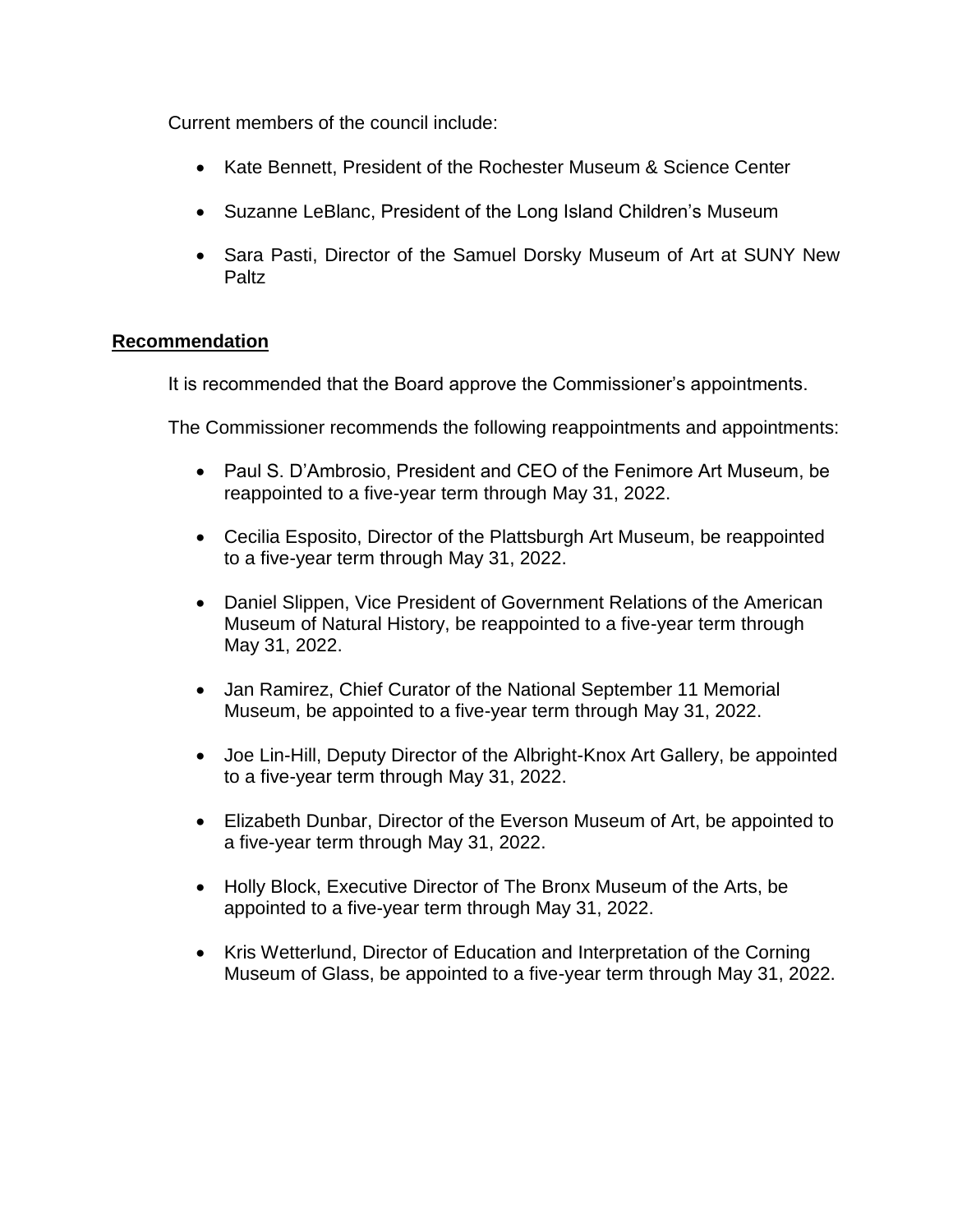Current members of the council include:

- Kate Bennett, President of the Rochester Museum & Science Center
- Suzanne LeBlanc, President of the Long Island Children's Museum
- Sara Pasti, Director of the Samuel Dorsky Museum of Art at SUNY New Paltz

## Recommendation

It is recommended that the Board approve the Commissioner's appointments.

The Commissioner recommends the following reappointments and appointments:

- Paul S. D'Ambrosio, President and CEO of the Fenimore Art Museum, be reappointed to a five-year term through May 31, 2022.
- Cecilia Esposito, Director of the Plattsburgh Art Museum, be reappointed to a five-year term through May 31, 2022.
- Daniel Slippen, Vice President of Government Relations of the American Museum of Natural History, be reappointed to a five-year term through May 31, 2022.
- Jan Ramirez, Chief Curator of the National September 11 Memorial Museum, be appointed to a five-year term through May 31, 2022.
- Joe Lin-Hill, Deputy Director of the Albright-Knox Art Gallery, be appointed to a five-year term through May 31, 2022.
- Elizabeth Dunbar, Director of the Everson Museum of Art, be appointed to a five-year term through May 31, 2022.
- Holly Block, Executive Director of The Bronx Museum of the Arts, be appointed to a five-year term through May 31, 2022.
- Kris Wetterlund, Director of Education and Interpretation of the Corning Museum of Glass, be appointed to a five-year term through May 31, 2022.